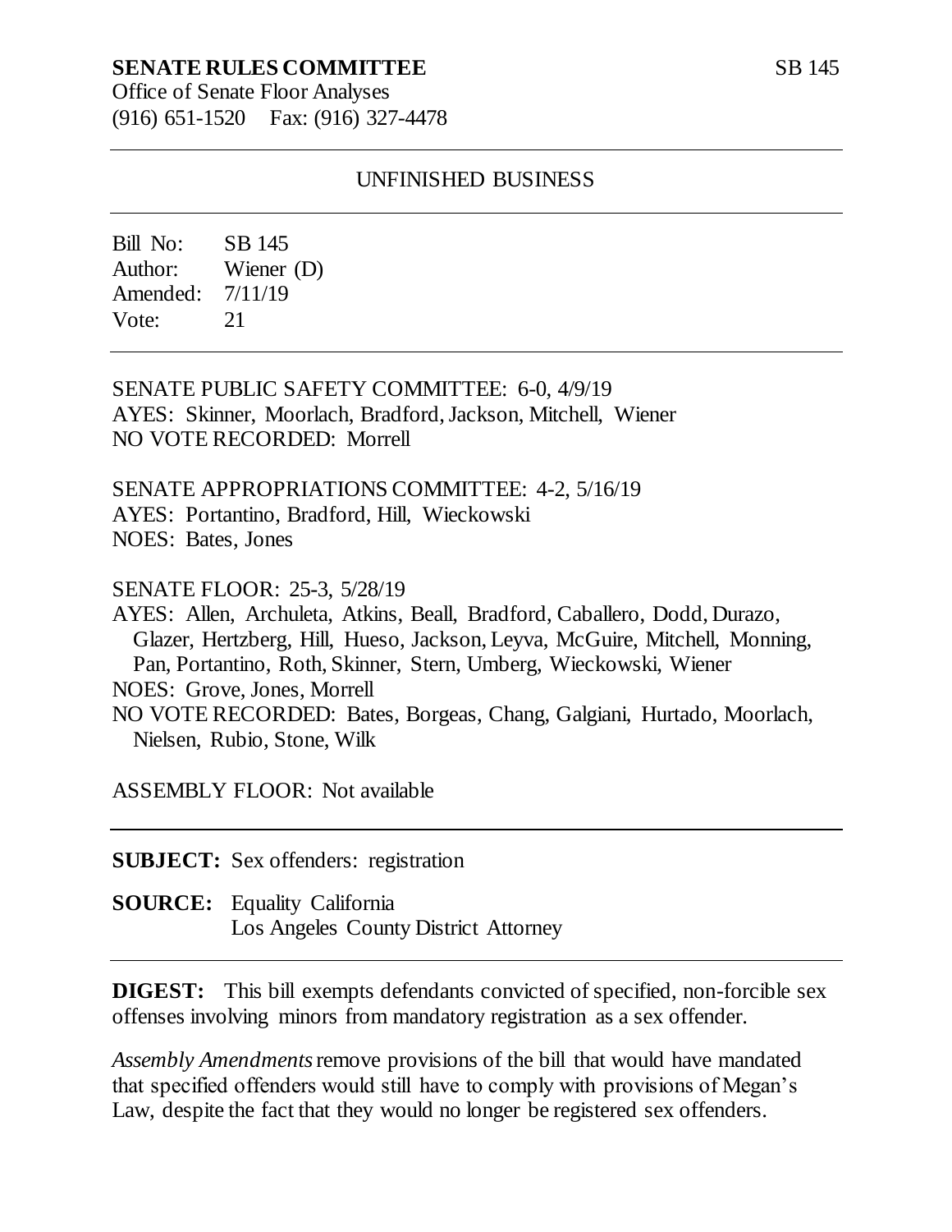**SENATE RULES COMMITTEE** SB 145

Office of Senate Floor Analyses
(916) 651-1520 Fax: (916) 327-4478

---

UNFINISHED BUSINESS

---

Bill No: SB 145
Author: Wiener (D)
Amended: 7/11/19
Vote: 21

---

SENATE PUBLIC SAFETY COMMITTEE: 6-0, 4/9/19
AYES: Skinner, Moorlach, Bradford, Jackson, Mitchell, Wiener
NO VOTE RECORDED: Morrell

SENATE APPROPRIATIONS COMMITTEE: 4-2, 5/16/19
AYES: Portantino, Bradford, Hill, Wieckowski
NOES: Bates, Jones

SENATE FLOOR: 25-3, 5/28/19
AYES: Allen, Archuleta, Atkins, Beall, Bradford, Caballero, Dodd, Durazo, Glazer, Hertzberg, Hill, Hueso, Jackson, Leyva, McGuire, Mitchell, Monning, Pan, Portantino, Roth, Skinner, Stern, Umberg, Wieckowski, Wiener
NOES: Grove, Jones, Morrell
NO VOTE RECORDED: Bates, Borgeas, Chang, Galgiani, Hurtado, Moorlach, Nielsen, Rubio, Stone, Wilk

ASSEMBLY FLOOR: Not available

---

**SUBJECT:** Sex offenders: registration

**SOURCE:** Equality California
Los Angeles County District Attorney

---

**DIGEST:** This bill exempts defendants convicted of specified, non-forcible sex offenses involving minors from mandatory registration as a sex offender.

*Assembly Amendments* remove provisions of the bill that would have mandated that specified offenders would still have to comply with provisions of Megan's Law, despite the fact that they would no longer be registered sex offenders.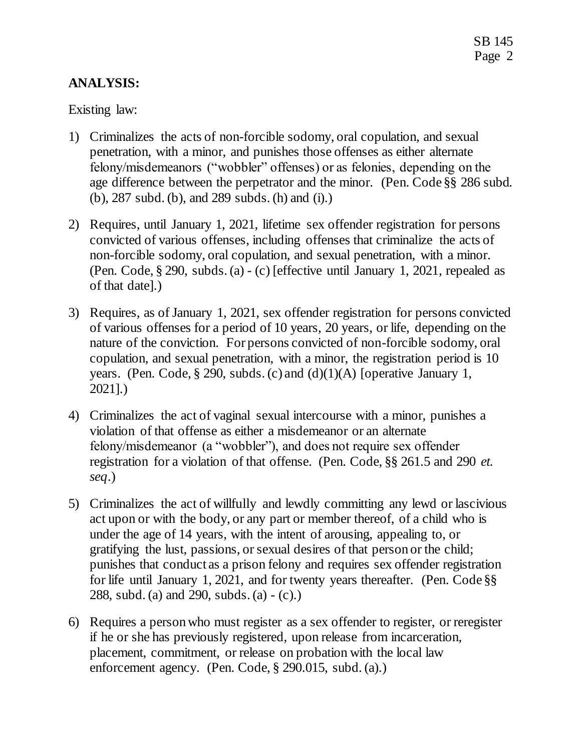**ANALYSIS:**

Existing law:

1) Criminalizes the acts of non-forcible sodomy, oral copulation, and sexual penetration, with a minor, and punishes those offenses as either alternate felony/misdemeanors ("wobbler" offenses) or as felonies, depending on the age difference between the perpetrator and the minor. (Pen. Code §§ 286 subd. (b), 287 subd. (b), and 289 subds. (h) and (i).)

2) Requires, until January 1, 2021, lifetime sex offender registration for persons convicted of various offenses, including offenses that criminalize the acts of non-forcible sodomy, oral copulation, and sexual penetration, with a minor. (Pen. Code, § 290, subds. (a) - (c) [effective until January 1, 2021, repealed as of that date].)

3) Requires, as of January 1, 2021, sex offender registration for persons convicted of various offenses for a period of 10 years, 20 years, or life, depending on the nature of the conviction. For persons convicted of non-forcible sodomy, oral copulation, and sexual penetration, with a minor, the registration period is 10 years. (Pen. Code, § 290, subds. (c) and (d)(1)(A) [operative January 1, 2021].)

4) Criminalizes the act of vaginal sexual intercourse with a minor, punishes a violation of that offense as either a misdemeanor or an alternate felony/misdemeanor (a "wobbler"), and does not require sex offender registration for a violation of that offense. (Pen. Code, §§ 261.5 and 290 *et. seq*.)

5) Criminalizes the act of willfully and lewdly committing any lewd or lascivious act upon or with the body, or any part or member thereof, of a child who is under the age of 14 years, with the intent of arousing, appealing to, or gratifying the lust, passions, or sexual desires of that person or the child; punishes that conduct as a prison felony and requires sex offender registration for life until January 1, 2021, and for twenty years thereafter. (Pen. Code §§ 288, subd. (a) and 290, subds. (a) - (c).)

6) Requires a person who must register as a sex offender to register, or reregister if he or she has previously registered, upon release from incarceration, placement, commitment, or release on probation with the local law enforcement agency. (Pen. Code, § 290.015, subd. (a).)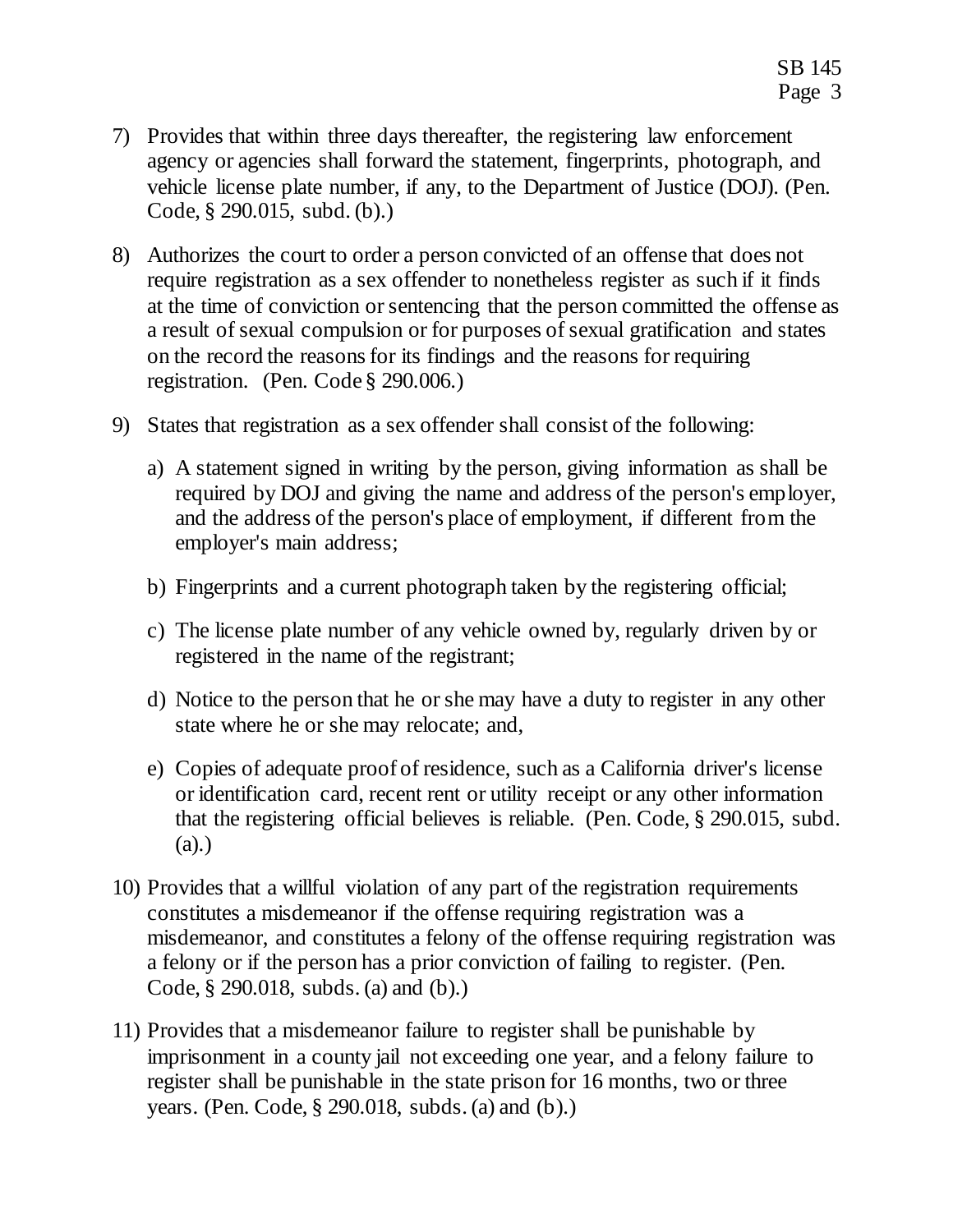7) Provides that within three days thereafter, the registering law enforcement agency or agencies shall forward the statement, fingerprints, photograph, and vehicle license plate number, if any, to the Department of Justice (DOJ). (Pen. Code, § 290.015, subd. (b).)

8) Authorizes the court to order a person convicted of an offense that does not require registration as a sex offender to nonetheless register as such if it finds at the time of conviction or sentencing that the person committed the offense as a result of sexual compulsion or for purposes of sexual gratification and states on the record the reasons for its findings and the reasons for requiring registration. (Pen. Code § 290.006.)

9) States that registration as a sex offender shall consist of the following:

   a) A statement signed in writing by the person, giving information as shall be required by DOJ and giving the name and address of the person's employer, and the address of the person's place of employment, if different from the employer's main address;

   b) Fingerprints and a current photograph taken by the registering official;

   c) The license plate number of any vehicle owned by, regularly driven by or registered in the name of the registrant;

   d) Notice to the person that he or she may have a duty to register in any other state where he or she may relocate; and,

   e) Copies of adequate proof of residence, such as a California driver's license or identification card, recent rent or utility receipt or any other information that the registering official believes is reliable. (Pen. Code, § 290.015, subd. (a).)

10) Provides that a willful violation of any part of the registration requirements constitutes a misdemeanor if the offense requiring registration was a misdemeanor, and constitutes a felony of the offense requiring registration was a felony or if the person has a prior conviction of failing to register. (Pen. Code, § 290.018, subds. (a) and (b).)

11) Provides that a misdemeanor failure to register shall be punishable by imprisonment in a county jail not exceeding one year, and a felony failure to register shall be punishable in the state prison for 16 months, two or three years. (Pen. Code, § 290.018, subds. (a) and (b).)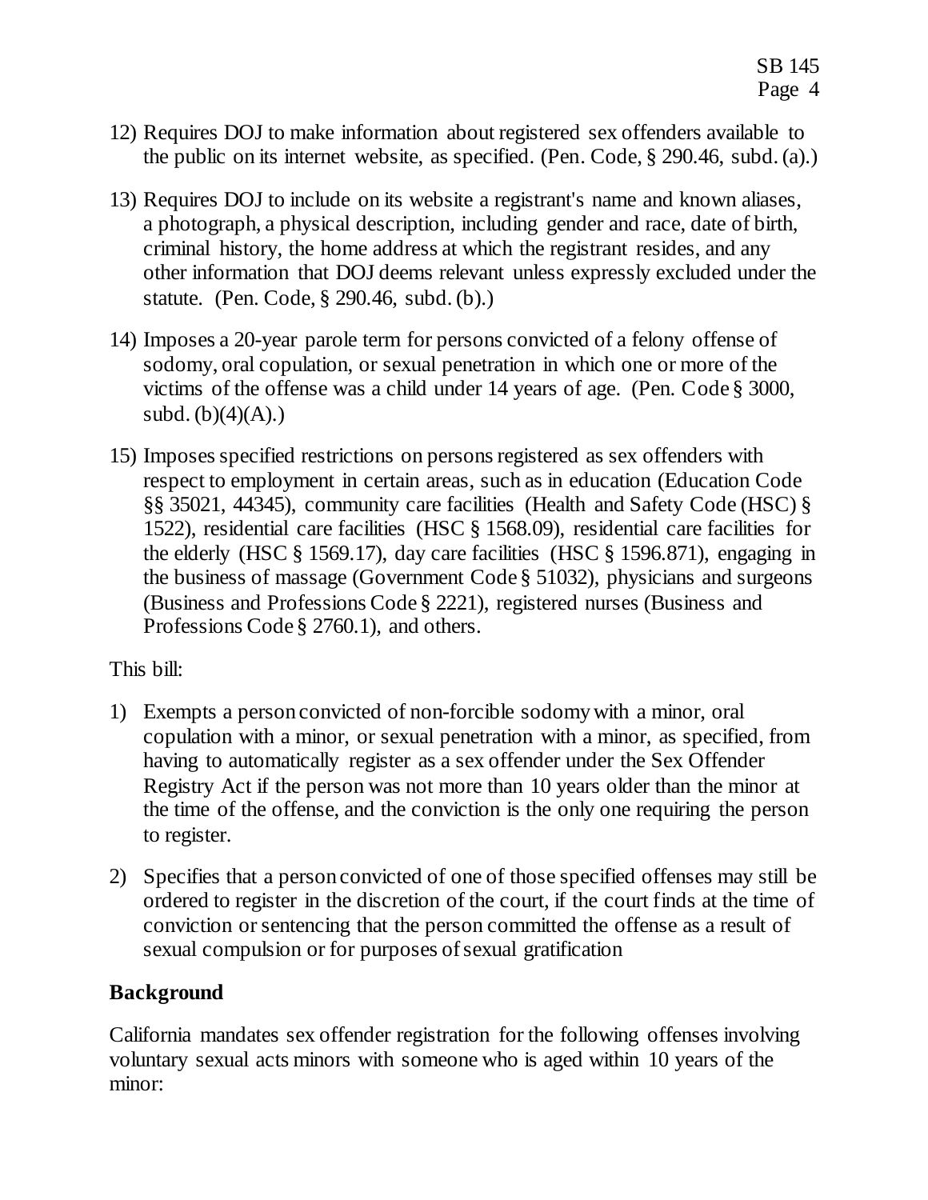12) Requires DOJ to make information about registered sex offenders available to the public on its internet website, as specified. (Pen. Code, § 290.46, subd. (a).)

13) Requires DOJ to include on its website a registrant's name and known aliases, a photograph, a physical description, including gender and race, date of birth, criminal history, the home address at which the registrant resides, and any other information that DOJ deems relevant unless expressly excluded under the statute. (Pen. Code, § 290.46, subd. (b).)

14) Imposes a 20-year parole term for persons convicted of a felony offense of sodomy, oral copulation, or sexual penetration in which one or more of the victims of the offense was a child under 14 years of age. (Pen. Code § 3000, subd. (b)(4)(A).)

15) Imposes specified restrictions on persons registered as sex offenders with respect to employment in certain areas, such as in education (Education Code §§ 35021, 44345), community care facilities (Health and Safety Code (HSC) § 1522), residential care facilities (HSC § 1568.09), residential care facilities for the elderly (HSC § 1569.17), day care facilities (HSC § 1596.871), engaging in the business of massage (Government Code § 51032), physicians and surgeons (Business and Professions Code § 2221), registered nurses (Business and Professions Code § 2760.1), and others.

This bill:

1) Exempts a person convicted of non-forcible sodomy with a minor, oral copulation with a minor, or sexual penetration with a minor, as specified, from having to automatically register as a sex offender under the Sex Offender Registry Act if the person was not more than 10 years older than the minor at the time of the offense, and the conviction is the only one requiring the person to register.

2) Specifies that a person convicted of one of those specified offenses may still be ordered to register in the discretion of the court, if the court finds at the time of conviction or sentencing that the person committed the offense as a result of sexual compulsion or for purposes of sexual gratification

## Background

California mandates sex offender registration for the following offenses involving voluntary sexual acts minors with someone who is aged within 10 years of the minor: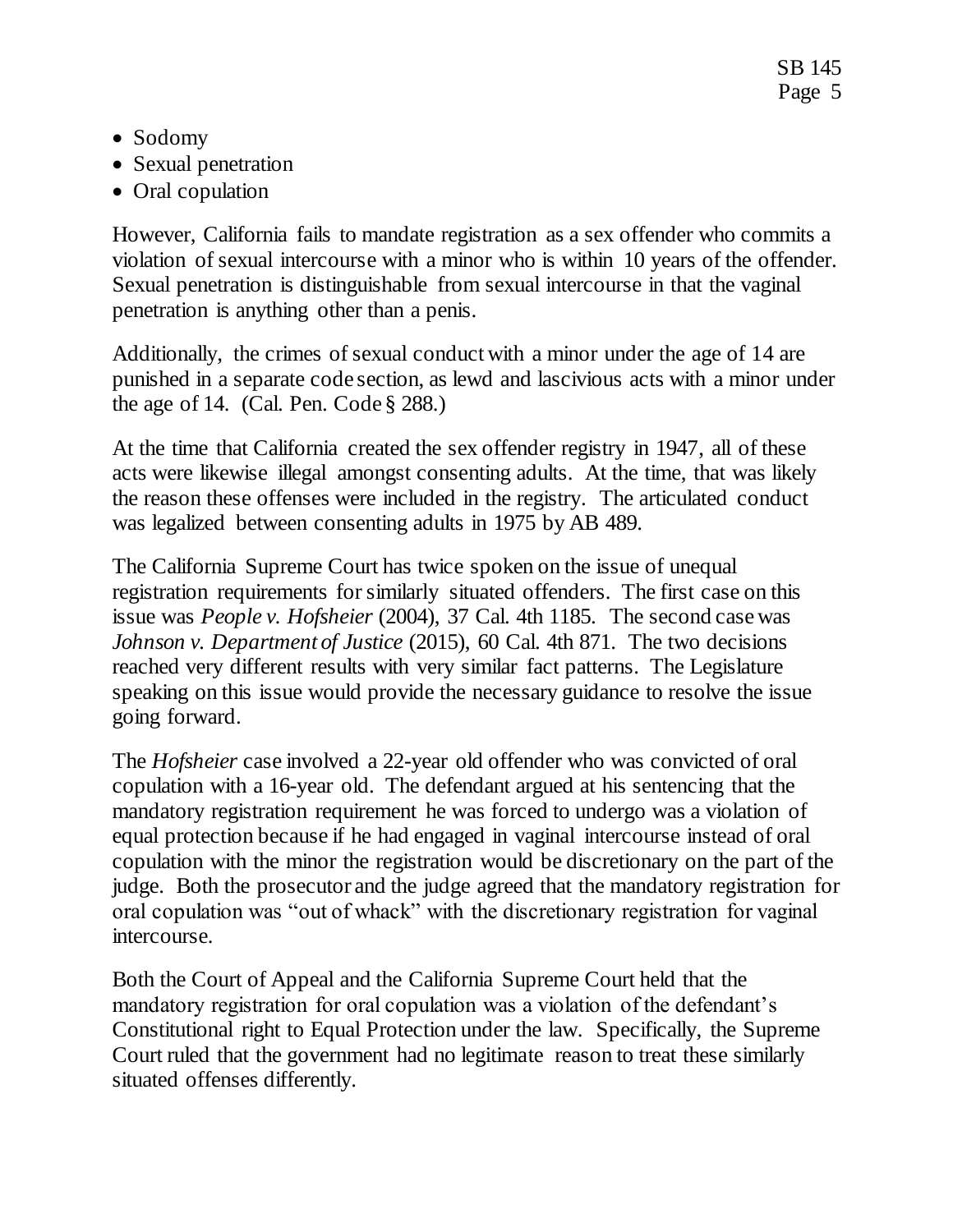- Sodomy
- Sexual penetration
- Oral copulation

However, California fails to mandate registration as a sex offender who commits a violation of sexual intercourse with a minor who is within 10 years of the offender. Sexual penetration is distinguishable from sexual intercourse in that the vaginal penetration is anything other than a penis.

Additionally, the crimes of sexual conduct with a minor under the age of 14 are punished in a separate code section, as lewd and lascivious acts with a minor under the age of 14. (Cal. Pen. Code § 288.)

At the time that California created the sex offender registry in 1947, all of these acts were likewise illegal amongst consenting adults. At the time, that was likely the reason these offenses were included in the registry. The articulated conduct was legalized between consenting adults in 1975 by AB 489.

The California Supreme Court has twice spoken on the issue of unequal registration requirements for similarly situated offenders. The first case on this issue was *People v. Hofsheier* (2004), 37 Cal. 4th 1185. The second case was *Johnson v. Department of Justice* (2015), 60 Cal. 4th 871. The two decisions reached very different results with very similar fact patterns. The Legislature speaking on this issue would provide the necessary guidance to resolve the issue going forward.

The *Hofsheier* case involved a 22-year old offender who was convicted of oral copulation with a 16-year old. The defendant argued at his sentencing that the mandatory registration requirement he was forced to undergo was a violation of equal protection because if he had engaged in vaginal intercourse instead of oral copulation with the minor the registration would be discretionary on the part of the judge. Both the prosecutor and the judge agreed that the mandatory registration for oral copulation was "out of whack" with the discretionary registration for vaginal intercourse.

Both the Court of Appeal and the California Supreme Court held that the mandatory registration for oral copulation was a violation of the defendant's Constitutional right to Equal Protection under the law. Specifically, the Supreme Court ruled that the government had no legitimate reason to treat these similarly situated offenses differently.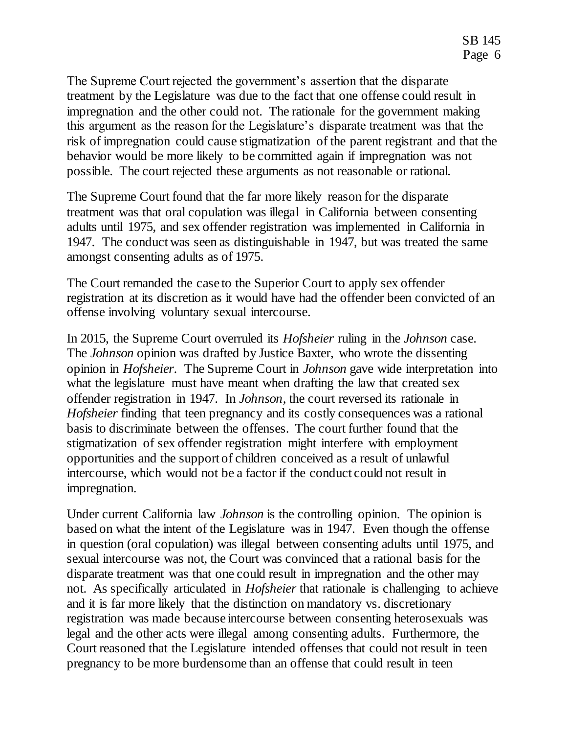The Supreme Court rejected the government's assertion that the disparate treatment by the Legislature was due to the fact that one offense could result in impregnation and the other could not. The rationale for the government making this argument as the reason for the Legislature's disparate treatment was that the risk of impregnation could cause stigmatization of the parent registrant and that the behavior would be more likely to be committed again if impregnation was not possible. The court rejected these arguments as not reasonable or rational.

The Supreme Court found that the far more likely reason for the disparate treatment was that oral copulation was illegal in California between consenting adults until 1975, and sex offender registration was implemented in California in 1947. The conduct was seen as distinguishable in 1947, but was treated the same amongst consenting adults as of 1975.

The Court remanded the case to the Superior Court to apply sex offender registration at its discretion as it would have had the offender been convicted of an offense involving voluntary sexual intercourse.

In 2015, the Supreme Court overruled its *Hofsheier* ruling in the *Johnson* case. The *Johnson* opinion was drafted by Justice Baxter, who wrote the dissenting opinion in *Hofsheier*. The Supreme Court in *Johnson* gave wide interpretation into what the legislature must have meant when drafting the law that created sex offender registration in 1947. In *Johnson*, the court reversed its rationale in *Hofsheier* finding that teen pregnancy and its costly consequences was a rational basis to discriminate between the offenses. The court further found that the stigmatization of sex offender registration might interfere with employment opportunities and the support of children conceived as a result of unlawful intercourse, which would not be a factor if the conduct could not result in impregnation.

Under current California law *Johnson* is the controlling opinion. The opinion is based on what the intent of the Legislature was in 1947. Even though the offense in question (oral copulation) was illegal between consenting adults until 1975, and sexual intercourse was not, the Court was convinced that a rational basis for the disparate treatment was that one could result in impregnation and the other may not. As specifically articulated in *Hofsheier* that rationale is challenging to achieve and it is far more likely that the distinction on mandatory vs. discretionary registration was made because intercourse between consenting heterosexuals was legal and the other acts were illegal among consenting adults. Furthermore, the Court reasoned that the Legislature intended offenses that could not result in teen pregnancy to be more burdensome than an offense that could result in teen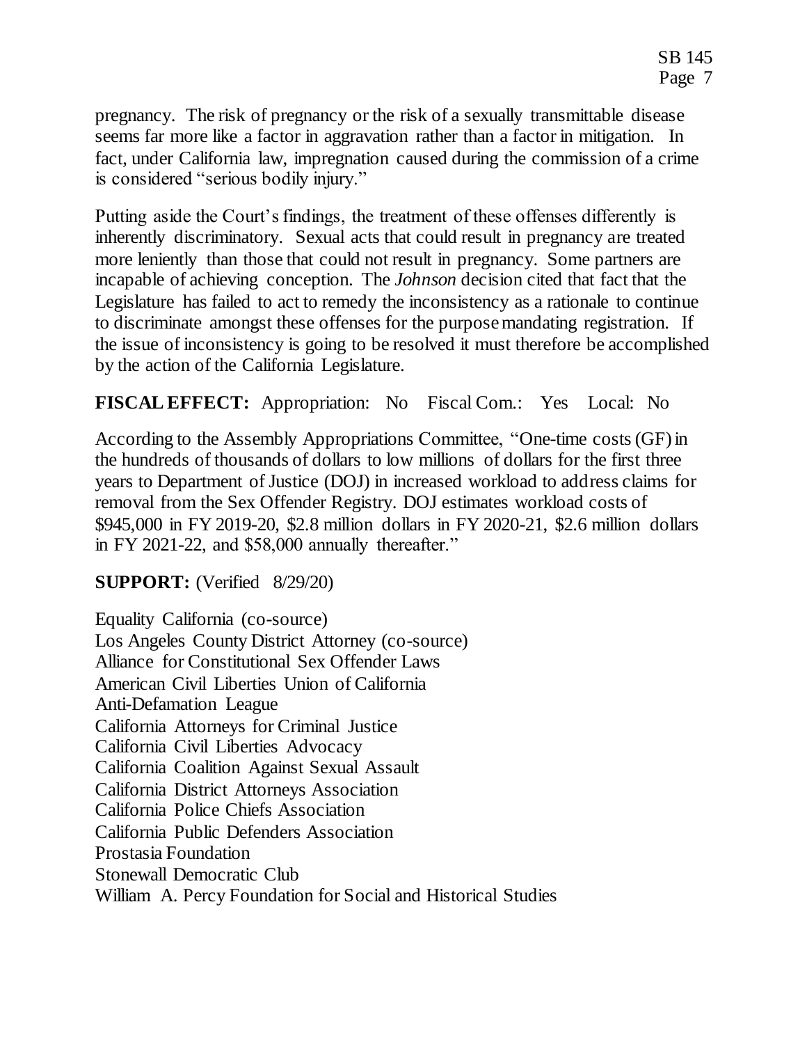pregnancy. The risk of pregnancy or the risk of a sexually transmittable disease seems far more like a factor in aggravation rather than a factor in mitigation. In fact, under California law, impregnation caused during the commission of a crime is considered "serious bodily injury."

Putting aside the Court's findings, the treatment of these offenses differently is inherently discriminatory. Sexual acts that could result in pregnancy are treated more leniently than those that could not result in pregnancy. Some partners are incapable of achieving conception. The *Johnson* decision cited that fact that the Legislature has failed to act to remedy the inconsistency as a rationale to continue to discriminate amongst these offenses for the purpose mandating registration. If the issue of inconsistency is going to be resolved it must therefore be accomplished by the action of the California Legislature.

**FISCAL EFFECT:** Appropriation: No Fiscal Com.: Yes Local: No

According to the Assembly Appropriations Committee, "One-time costs (GF) in the hundreds of thousands of dollars to low millions of dollars for the first three years to Department of Justice (DOJ) in increased workload to address claims for removal from the Sex Offender Registry. DOJ estimates workload costs of $945,000 in FY 2019-20, $2.8 million dollars in FY 2020-21, $2.6 million dollars in FY 2021-22, and $58,000 annually thereafter."

**SUPPORT:** (Verified 8/29/20)

Equality California (co-source)
Los Angeles County District Attorney (co-source)
Alliance for Constitutional Sex Offender Laws
American Civil Liberties Union of California
Anti-Defamation League
California Attorneys for Criminal Justice
California Civil Liberties Advocacy
California Coalition Against Sexual Assault
California District Attorneys Association
California Police Chiefs Association
California Public Defenders Association
Prostasia Foundation
Stonewall Democratic Club
William A. Percy Foundation for Social and Historical Studies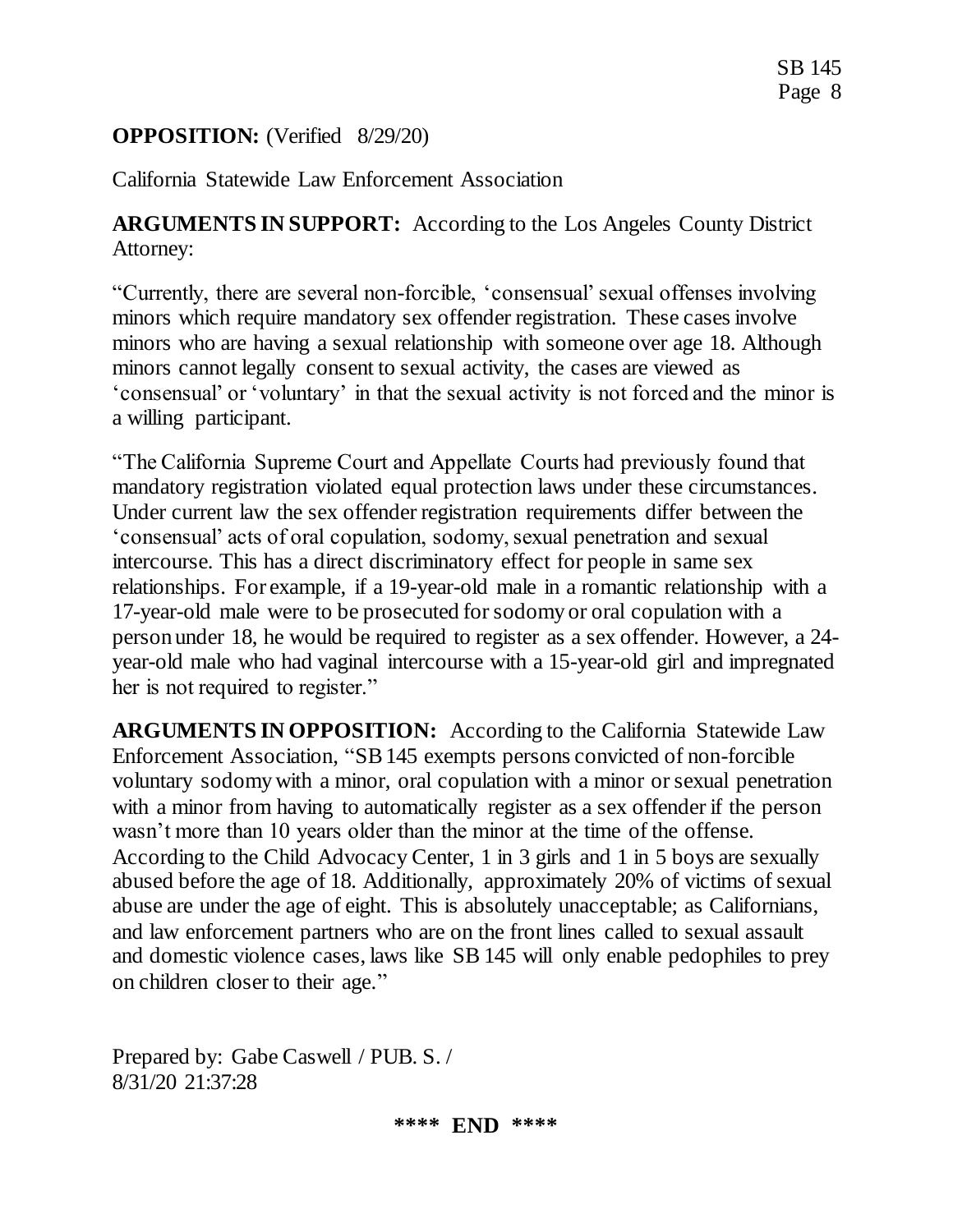**OPPOSITION:** (Verified 8/29/20)

California Statewide Law Enforcement Association

**ARGUMENTS IN SUPPORT:** According to the Los Angeles County District Attorney:

"Currently, there are several non-forcible, 'consensual' sexual offenses involving minors which require mandatory sex offender registration. These cases involve minors who are having a sexual relationship with someone over age 18. Although minors cannot legally consent to sexual activity, the cases are viewed as 'consensual' or 'voluntary' in that the sexual activity is not forced and the minor is a willing participant.

"The California Supreme Court and Appellate Courts had previously found that mandatory registration violated equal protection laws under these circumstances. Under current law the sex offender registration requirements differ between the 'consensual' acts of oral copulation, sodomy, sexual penetration and sexual intercourse. This has a direct discriminatory effect for people in same sex relationships. For example, if a 19-year-old male in a romantic relationship with a 17-year-old male were to be prosecuted for sodomy or oral copulation with a person under 18, he would be required to register as a sex offender. However, a 24-year-old male who had vaginal intercourse with a 15-year-old girl and impregnated her is not required to register."

**ARGUMENTS IN OPPOSITION:** According to the California Statewide Law Enforcement Association, "SB 145 exempts persons convicted of non-forcible voluntary sodomy with a minor, oral copulation with a minor or sexual penetration with a minor from having to automatically register as a sex offender if the person wasn't more than 10 years older than the minor at the time of the offense. According to the Child Advocacy Center, 1 in 3 girls and 1 in 5 boys are sexually abused before the age of 18. Additionally, approximately 20% of victims of sexual abuse are under the age of eight. This is absolutely unacceptable; as Californians, and law enforcement partners who are on the front lines called to sexual assault and domestic violence cases, laws like SB 145 will only enable pedophiles to prey on children closer to their age."

Prepared by: Gabe Caswell / PUB. S. /
8/31/20 21:37:28

**\*\*\*\* END \*\*\*\***